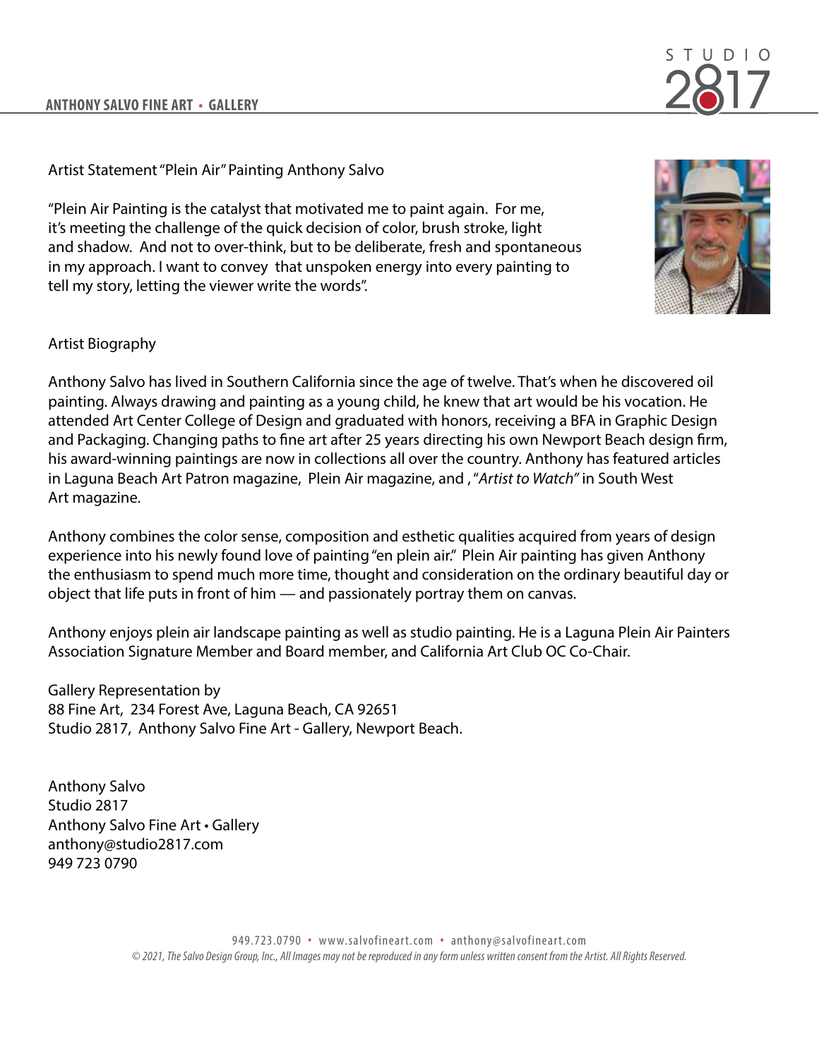Artist Statement "Plein Air" Painting Anthony Salvo

"Plein Air Painting is the catalyst that motivated me to paint again. For me, it's meeting the challenge of the quick decision of color, brush stroke, light and shadow. And not to over-think, but to be deliberate, fresh and spontaneous in my approach. I want to convey that unspoken energy into every painting to tell my story, letting the viewer write the words".

Artist Biography

Anthony Salvo has lived in Southern California since the age of twelve. That's when he discovered oil painting. Always drawing and painting as a young child, he knew that art would be his vocation. He attended Art Center College of Design and graduated with honors, receiving a BFA in Graphic Design and Packaging. Changing paths to fine art after 25 years directing his own Newport Beach design firm, his award-winning paintings are now in collections all over the country. Anthony has featured articles in Laguna Beach Art Patron magazine, Plein Air magazine, and , "*Artist to Watch"* in South West Art magazine.

Anthony combines the color sense, composition and esthetic qualities acquired from years of design experience into his newly found love of painting "en plein air." Plein Air painting has given Anthony the enthusiasm to spend much more time, thought and consideration on the ordinary beautiful day or object that life puts in front of him — and passionately portray them on canvas.

Anthony enjoys plein air landscape painting as well as studio painting. He is a Laguna Plein Air Painters Association Signature Member and Board member, and California Art Club OC Co-Chair.

Gallery Representation by
88 Fine Art, 234 Forest Ave, Laguna Beach, CA 92651
Studio 2817, Anthony Salvo Fine Art - Gallery, Newport Beach.

Anthony Salvo
Studio 2817
Anthony Salvo Fine Art • Gallery
anthony@studio2817.com
949 723 0790

949.723.0790 • www.salvofineart.com • anthony@salvofineart.com

*© 2021, The Salvo Design Group, Inc., All Images may not be reproduced in any form unless written consent from the Artist. All Rights Reserved.*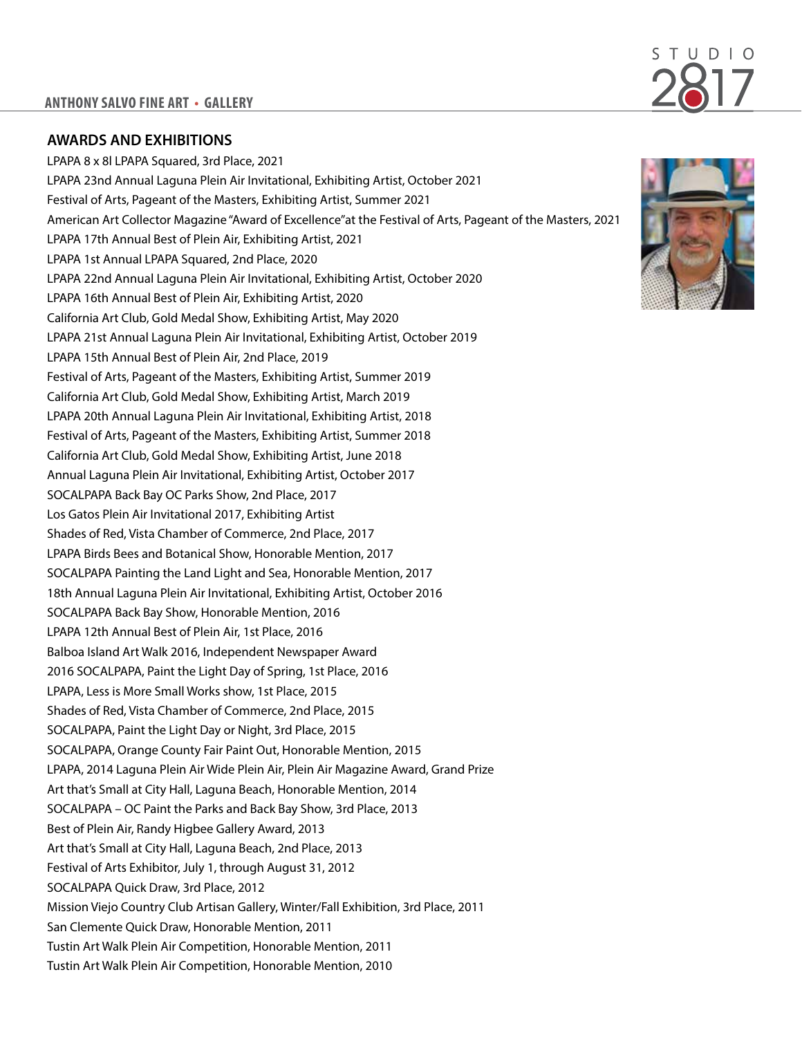## AWARDS AND EXHIBITIONS

LPAPA 8 x 8l LPAPA Squared, 3rd Place, 2021
LPAPA 23nd Annual Laguna Plein Air Invitational, Exhibiting Artist, October 2021
Festival of Arts, Pageant of the Masters, Exhibiting Artist, Summer 2021
American Art Collector Magazine "Award of Excellence"at the Festival of Arts, Pageant of the Masters, 2021
LPAPA 17th Annual Best of Plein Air, Exhibiting Artist, 2021
LPAPA 1st Annual LPAPA Squared, 2nd Place, 2020
LPAPA 22nd Annual Laguna Plein Air Invitational, Exhibiting Artist, October 2020
LPAPA 16th Annual Best of Plein Air, Exhibiting Artist, 2020
California Art Club, Gold Medal Show, Exhibiting Artist, May 2020
LPAPA 21st Annual Laguna Plein Air Invitational, Exhibiting Artist, October 2019
LPAPA 15th Annual Best of Plein Air, 2nd Place, 2019
Festival of Arts, Pageant of the Masters, Exhibiting Artist, Summer 2019
California Art Club, Gold Medal Show, Exhibiting Artist, March 2019
LPAPA 20th Annual Laguna Plein Air Invitational, Exhibiting Artist, 2018
Festival of Arts, Pageant of the Masters, Exhibiting Artist, Summer 2018
California Art Club, Gold Medal Show, Exhibiting Artist, June 2018
Annual Laguna Plein Air Invitational, Exhibiting Artist, October 2017
SOCALPAPA Back Bay OC Parks Show, 2nd Place, 2017
Los Gatos Plein Air Invitational 2017, Exhibiting Artist
Shades of Red, Vista Chamber of Commerce, 2nd Place, 2017
LPAPA Birds Bees and Botanical Show, Honorable Mention, 2017
SOCALPAPA Painting the Land Light and Sea, Honorable Mention, 2017
18th Annual Laguna Plein Air Invitational, Exhibiting Artist, October 2016
SOCALPAPA Back Bay Show, Honorable Mention, 2016
LPAPA 12th Annual Best of Plein Air, 1st Place, 2016
Balboa Island Art Walk 2016, Independent Newspaper Award
2016 SOCALPAPA, Paint the Light Day of Spring, 1st Place, 2016
LPAPA, Less is More Small Works show, 1st Place, 2015
Shades of Red, Vista Chamber of Commerce, 2nd Place, 2015
SOCALPAPA, Paint the Light Day or Night, 3rd Place, 2015
SOCALPAPA, Orange County Fair Paint Out, Honorable Mention, 2015
LPAPA, 2014 Laguna Plein Air Wide Plein Air, Plein Air Magazine Award, Grand Prize
Art that's Small at City Hall, Laguna Beach, Honorable Mention, 2014
SOCALPAPA – OC Paint the Parks and Back Bay Show, 3rd Place, 2013
Best of Plein Air, Randy Higbee Gallery Award, 2013
Art that's Small at City Hall, Laguna Beach, 2nd Place, 2013
Festival of Arts Exhibitor, July 1, through August 31, 2012
SOCALPAPA Quick Draw, 3rd Place, 2012
Mission Viejo Country Club Artisan Gallery, Winter/Fall Exhibition, 3rd Place, 2011
San Clemente Quick Draw, Honorable Mention, 2011
Tustin Art Walk Plein Air Competition, Honorable Mention, 2011
Tustin Art Walk Plein Air Competition, Honorable Mention, 2010